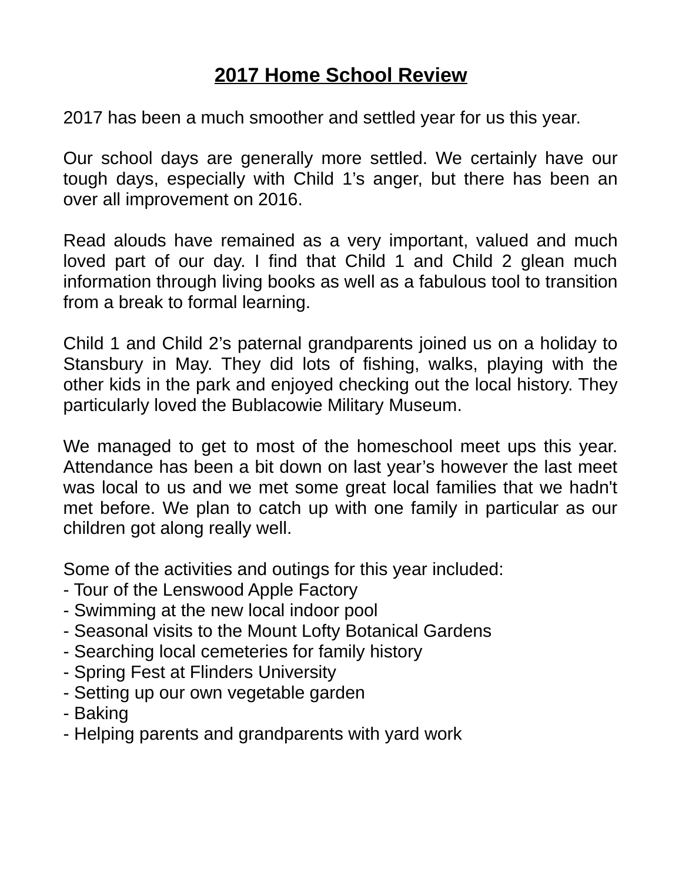# 2017 Home School Review

2017 has been a much smoother and settled year for us this year.

Our school days are generally more settled. We certainly have our tough days, especially with Child 1's anger, but there has been an over all improvement on 2016.

Read alouds have remained as a very important, valued and much loved part of our day. I find that Child 1 and Child 2 glean much information through living books as well as a fabulous tool to transition from a break to formal learning.

Child 1 and Child 2's paternal grandparents joined us on a holiday to Stansbury in May. They did lots of fishing, walks, playing with the other kids in the park and enjoyed checking out the local history. They particularly loved the Bublacowie Military Museum.

We managed to get to most of the homeschool meet ups this year. Attendance has been a bit down on last year's however the last meet was local to us and we met some great local families that we hadn't met before. We plan to catch up with one family in particular as our children got along really well.

Some of the activities and outings for this year included:

- Tour of the Lenswood Apple Factory
- Swimming at the new local indoor pool
- Seasonal visits to the Mount Lofty Botanical Gardens
- Searching local cemeteries for family history
- Spring Fest at Flinders University
- Setting up our own vegetable garden
- Baking
- Helping parents and grandparents with yard work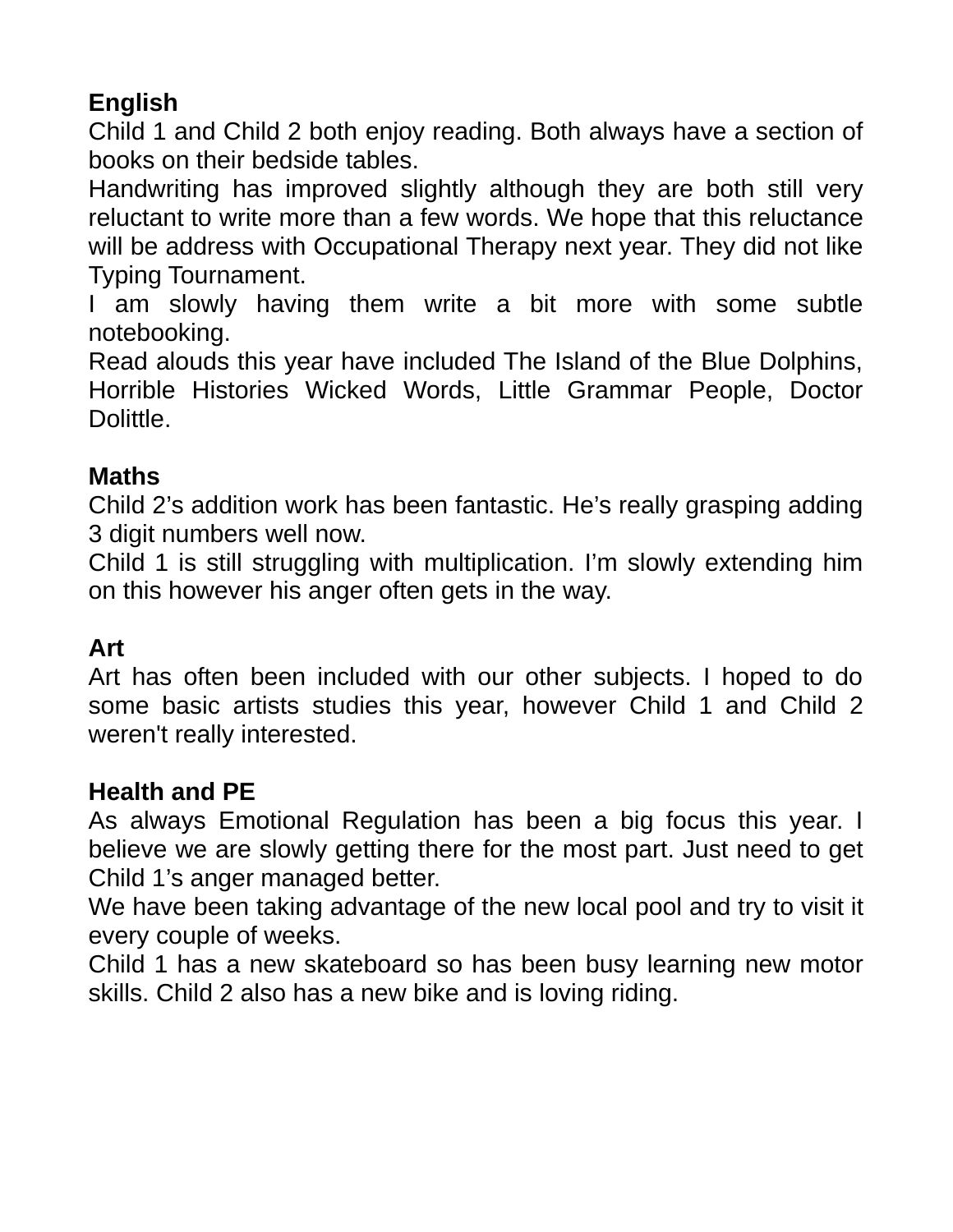**English**

Child 1 and Child 2 both enjoy reading. Both always have a section of books on their bedside tables.

Handwriting has improved slightly although they are both still very reluctant to write more than a few words. We hope that this reluctance will be address with Occupational Therapy next year. They did not like Typing Tournament.

I am slowly having them write a bit more with some subtle notebooking.

Read alouds this year have included The Island of the Blue Dolphins, Horrible Histories Wicked Words, Little Grammar People, Doctor Dolittle.

**Maths**

Child 2's addition work has been fantastic. He's really grasping adding 3 digit numbers well now.

Child 1 is still struggling with multiplication. I'm slowly extending him on this however his anger often gets in the way.

**Art**

Art has often been included with our other subjects. I hoped to do some basic artists studies this year, however Child 1 and Child 2 weren't really interested.

**Health and PE**

As always Emotional Regulation has been a big focus this year. I believe we are slowly getting there for the most part. Just need to get Child 1's anger managed better.

We have been taking advantage of the new local pool and try to visit it every couple of weeks.

Child 1 has a new skateboard so has been busy learning new motor skills. Child 2 also has a new bike and is loving riding.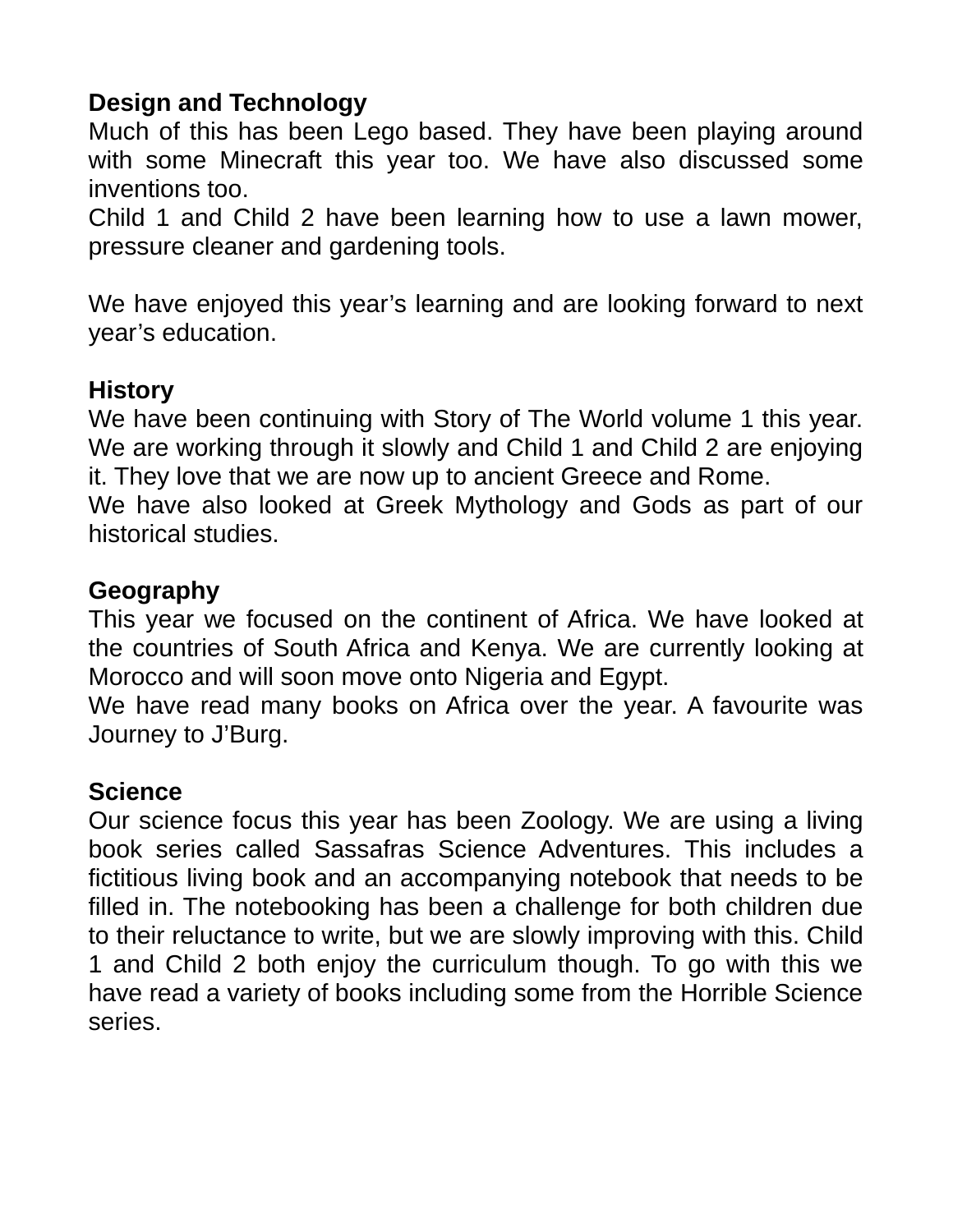**Design and Technology**

Much of this has been Lego based. They have been playing around with some Minecraft this year too. We have also discussed some inventions too.

Child 1 and Child 2 have been learning how to use a lawn mower, pressure cleaner and gardening tools.

We have enjoyed this year's learning and are looking forward to next year's education.

**History**

We have been continuing with Story of The World volume 1 this year. We are working through it slowly and Child 1 and Child 2 are enjoying it. They love that we are now up to ancient Greece and Rome.

We have also looked at Greek Mythology and Gods as part of our historical studies.

**Geography**

This year we focused on the continent of Africa. We have looked at the countries of South Africa and Kenya. We are currently looking at Morocco and will soon move onto Nigeria and Egypt.

We have read many books on Africa over the year. A favourite was Journey to J'Burg.

**Science**

Our science focus this year has been Zoology. We are using a living book series called Sassafras Science Adventures. This includes a fictitious living book and an accompanying notebook that needs to be filled in. The notebooking has been a challenge for both children due to their reluctance to write, but we are slowly improving with this. Child 1 and Child 2 both enjoy the curriculum though. To go with this we have read a variety of books including some from the Horrible Science series.